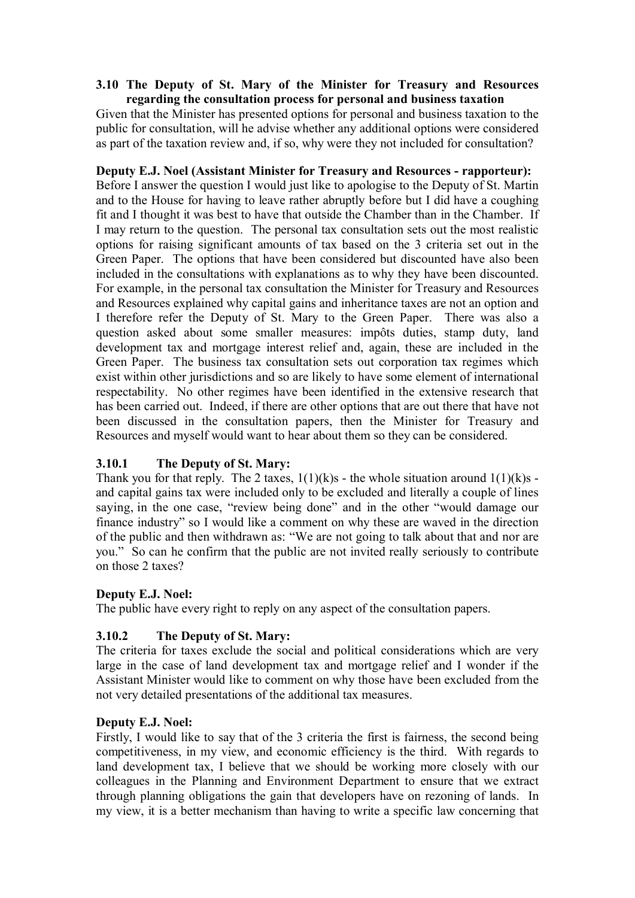### 3.10 The Deputy of St. Mary of the Minister for Treasury and Resources regarding the consultation process for personal and business taxation

Given that the Minister has presented options for personal and business taxation to the public for consultation, will he advise whether any additional options were considered as part of the taxation review and, if so, why were they not included for consultation?

**Deputy E.J. Noel (Assistant Minister for Treasury and Resources - rapporteur):**

Before I answer the question I would just like to apologise to the Deputy of St. Martin and to the House for having to leave rather abruptly before but I did have a coughing fit and I thought it was best to have that outside the Chamber than in the Chamber. If I may return to the question. The personal tax consultation sets out the most realistic options for raising significant amounts of tax based on the 3 criteria set out in the Green Paper. The options that have been considered but discounted have also been included in the consultations with explanations as to why they have been discounted. For example, in the personal tax consultation the Minister for Treasury and Resources explained why capital gains and inheritance taxes are not an option and I therefore refer the Deputy of St. Mary to the Green Paper. There was also a question asked about some smaller measures: impôts duties, stamp duty, land development tax and mortgage interest relief and, again, these are included in the Green Paper. The business tax consultation sets out corporation tax regimes which exist within other jurisdictions and so are likely to have some element of international respectability. No other regimes have been identified in the extensive research that has been carried out. Indeed, if there are other options that are out there that have not been discussed in the consultation papers, then the Minister for Treasury and Resources and myself would want to hear about them so they can be considered.

### 3.10.1 The Deputy of St. Mary:

Thank you for that reply. The 2 taxes, 1(1)(k)s - the whole situation around 1(1)(k)s - and capital gains tax were included only to be excluded and literally a couple of lines saying, in the one case, "review being done" and in the other "would damage our finance industry" so I would like a comment on why these are waved in the direction of the public and then withdrawn as: "We are not going to talk about that and nor are you." So can he confirm that the public are not invited really seriously to contribute on those 2 taxes?

**Deputy E.J. Noel:**

The public have every right to reply on any aspect of the consultation papers.

### 3.10.2 The Deputy of St. Mary:

The criteria for taxes exclude the social and political considerations which are very large in the case of land development tax and mortgage relief and I wonder if the Assistant Minister would like to comment on why those have been excluded from the not very detailed presentations of the additional tax measures.

**Deputy E.J. Noel:**

Firstly, I would like to say that of the 3 criteria the first is fairness, the second being competitiveness, in my view, and economic efficiency is the third. With regards to land development tax, I believe that we should be working more closely with our colleagues in the Planning and Environment Department to ensure that we extract through planning obligations the gain that developers have on rezoning of lands. In my view, it is a better mechanism than having to write a specific law concerning that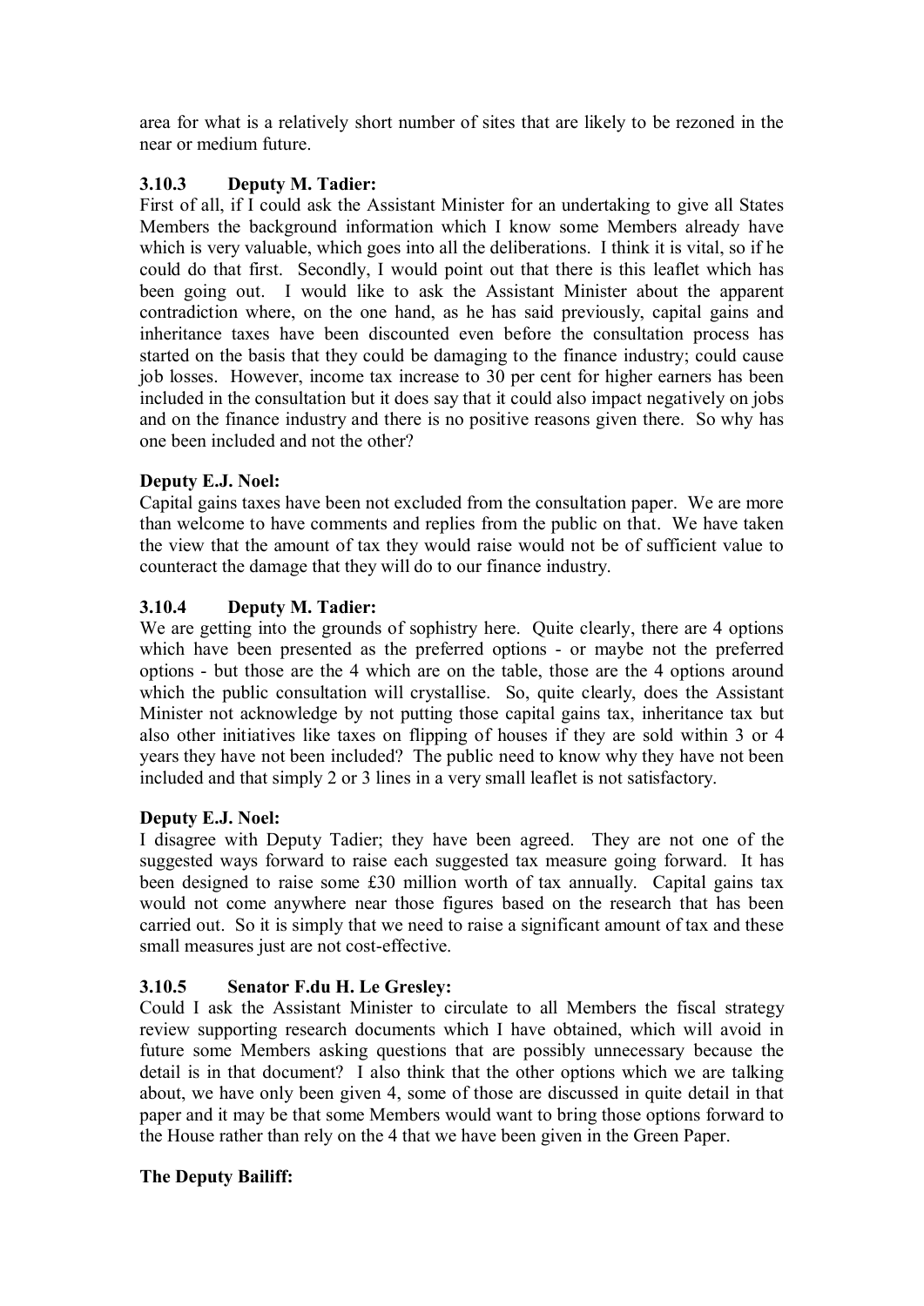area for what is a relatively short number of sites that are likely to be rezoned in the near or medium future.

### 3.10.3 Deputy M. Tadier:

First of all, if I could ask the Assistant Minister for an undertaking to give all States Members the background information which I know some Members already have which is very valuable, which goes into all the deliberations. I think it is vital, so if he could do that first. Secondly, I would point out that there is this leaflet which has been going out. I would like to ask the Assistant Minister about the apparent contradiction where, on the one hand, as he has said previously, capital gains and inheritance taxes have been discounted even before the consultation process has started on the basis that they could be damaging to the finance industry; could cause job losses. However, income tax increase to 30 per cent for higher earners has been included in the consultation but it does say that it could also impact negatively on jobs and on the finance industry and there is no positive reasons given there. So why has one been included and not the other?

**Deputy E.J. Noel:**

Capital gains taxes have been not excluded from the consultation paper. We are more than welcome to have comments and replies from the public on that. We have taken the view that the amount of tax they would raise would not be of sufficient value to counteract the damage that they will do to our finance industry.

### 3.10.4 Deputy M. Tadier:

We are getting into the grounds of sophistry here. Quite clearly, there are 4 options which have been presented as the preferred options - or maybe not the preferred options - but those are the 4 which are on the table, those are the 4 options around which the public consultation will crystallise. So, quite clearly, does the Assistant Minister not acknowledge by not putting those capital gains tax, inheritance tax but also other initiatives like taxes on flipping of houses if they are sold within 3 or 4 years they have not been included? The public need to know why they have not been included and that simply 2 or 3 lines in a very small leaflet is not satisfactory.

**Deputy E.J. Noel:**

I disagree with Deputy Tadier; they have been agreed. They are not one of the suggested ways forward to raise each suggested tax measure going forward. It has been designed to raise some £30 million worth of tax annually. Capital gains tax would not come anywhere near those figures based on the research that has been carried out. So it is simply that we need to raise a significant amount of tax and these small measures just are not cost-effective.

### 3.10.5 Senator F.du H. Le Gresley:

Could I ask the Assistant Minister to circulate to all Members the fiscal strategy review supporting research documents which I have obtained, which will avoid in future some Members asking questions that are possibly unnecessary because the detail is in that document? I also think that the other options which we are talking about, we have only been given 4, some of those are discussed in quite detail in that paper and it may be that some Members would want to bring those options forward to the House rather than rely on the 4 that we have been given in the Green Paper.

**The Deputy Bailiff:**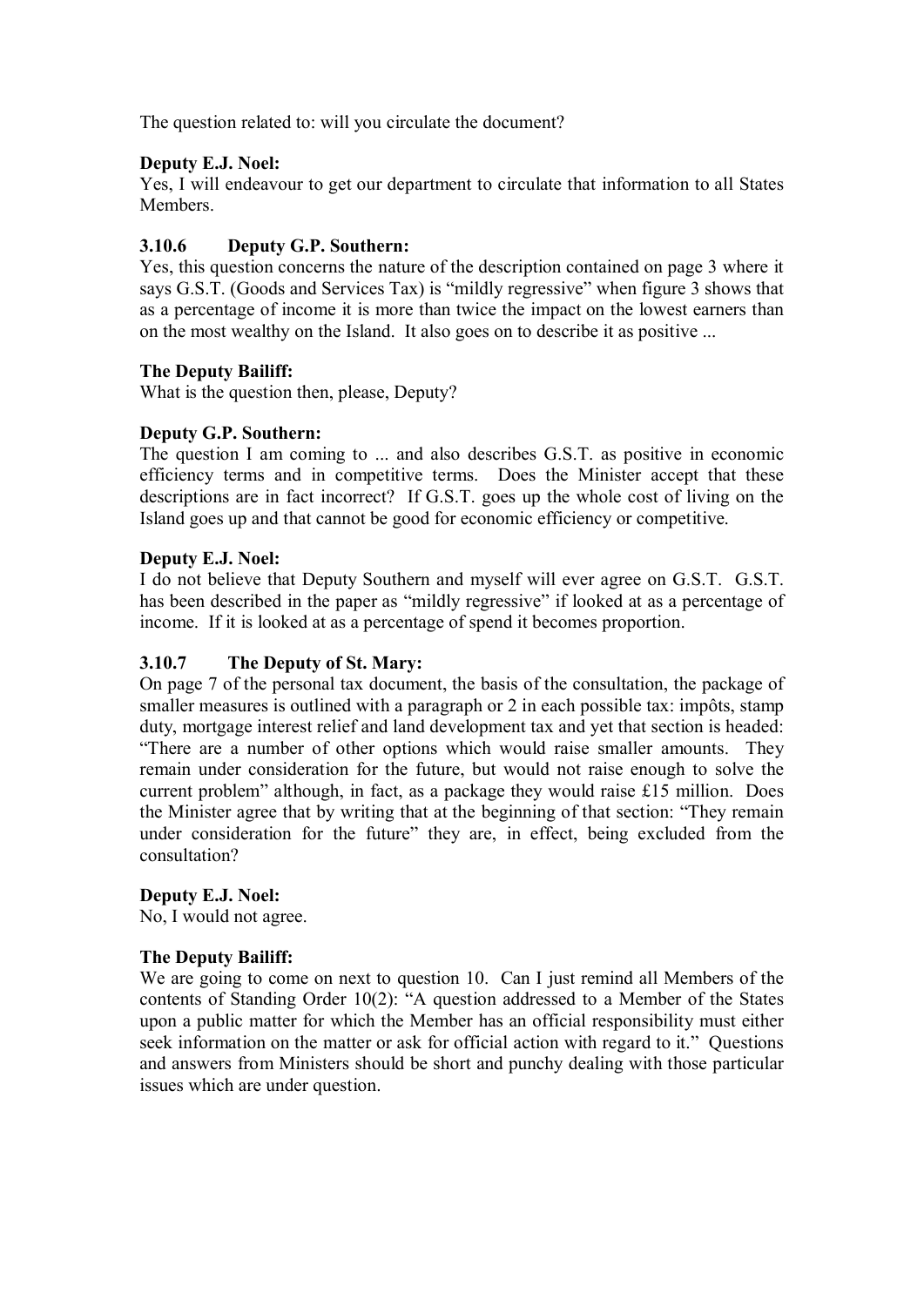The question related to: will you circulate the document?

**Deputy E.J. Noel:**

Yes, I will endeavour to get our department to circulate that information to all States Members.

### 3.10.6 Deputy G.P. Southern:

Yes, this question concerns the nature of the description contained on page 3 where it says G.S.T. (Goods and Services Tax) is "mildly regressive" when figure 3 shows that as a percentage of income it is more than twice the impact on the lowest earners than on the most wealthy on the Island. It also goes on to describe it as positive ...

**The Deputy Bailiff:**

What is the question then, please, Deputy?

**Deputy G.P. Southern:**

The question I am coming to ... and also describes G.S.T. as positive in economic efficiency terms and in competitive terms. Does the Minister accept that these descriptions are in fact incorrect? If G.S.T. goes up the whole cost of living on the Island goes up and that cannot be good for economic efficiency or competitive.

**Deputy E.J. Noel:**

I do not believe that Deputy Southern and myself will ever agree on G.S.T. G.S.T. has been described in the paper as "mildly regressive" if looked at as a percentage of income. If it is looked at as a percentage of spend it becomes proportion.

### 3.10.7 The Deputy of St. Mary:

On page 7 of the personal tax document, the basis of the consultation, the package of smaller measures is outlined with a paragraph or 2 in each possible tax: impôts, stamp duty, mortgage interest relief and land development tax and yet that section is headed: "There are a number of other options which would raise smaller amounts. They remain under consideration for the future, but would not raise enough to solve the current problem" although, in fact, as a package they would raise £15 million. Does the Minister agree that by writing that at the beginning of that section: "They remain under consideration for the future" they are, in effect, being excluded from the consultation?

**Deputy E.J. Noel:**

No, I would not agree.

**The Deputy Bailiff:**

We are going to come on next to question 10. Can I just remind all Members of the contents of Standing Order 10(2): "A question addressed to a Member of the States upon a public matter for which the Member has an official responsibility must either seek information on the matter or ask for official action with regard to it." Questions and answers from Ministers should be short and punchy dealing with those particular issues which are under question.